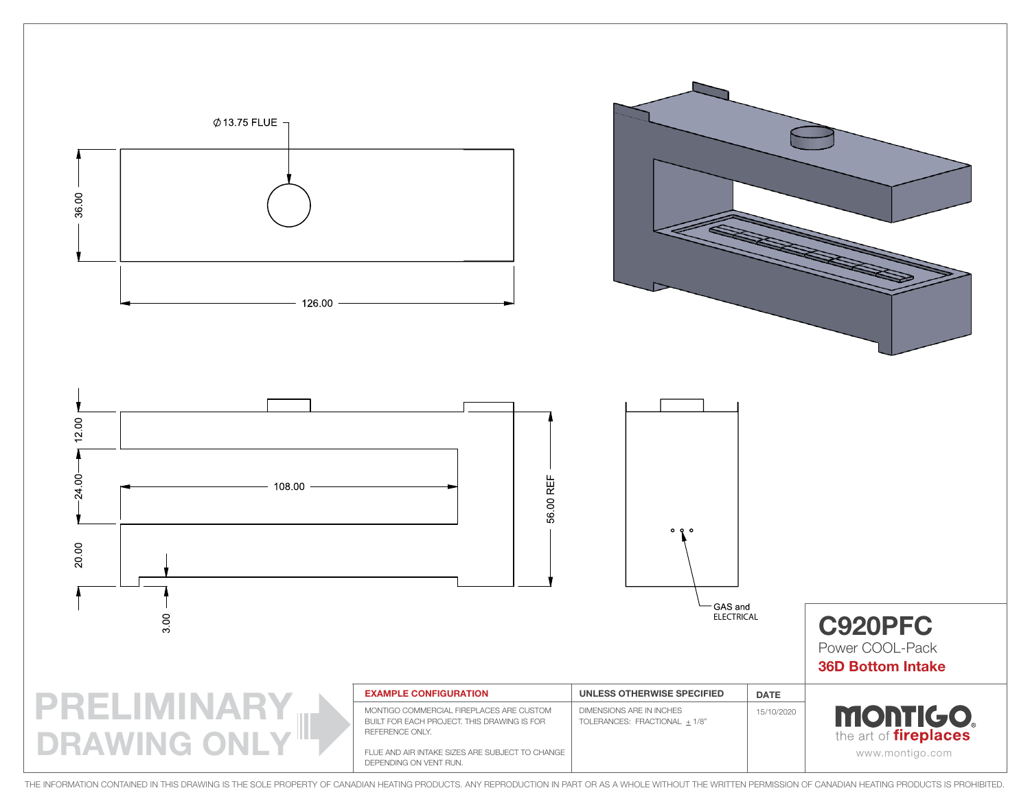$\phi$13.75 FLUE

36.00

126.00

12.00

24.00

20.00

108.00

56.00 REF

3.00

GAS and ELECTRICAL

# C920PFC

Power COOL-Pack

**36D Bottom Intake**

| EXAMPLE CONFIGURATION | UNLESS OTHERWISE SPECIFIED | DATE |
|---|---|---|
| MONTIGO COMMERCIAL FIREPLACES ARE CUSTOM BUILT FOR EACH PROJECT. THIS DRAWING IS FOR REFERENCE ONLY.<br><br>FLUE AND AIR INTAKE SIZES ARE SUBJECT TO CHANGE DEPENDING ON VENT RUN. | DIMENSIONS ARE IN INCHES<br>TOLERANCES: FRACTIONAL ± 1/8" | 15/10/2020 |

PRELIMINARY DRAWING ONLY

MONTIGO
the art of fireplaces
www.montigo.com

THE INFORMATION CONTAINED IN THIS DRAWING IS THE SOLE PROPERTY OF CANADIAN HEATING PRODUCTS. ANY REPRODUCTION IN PART OR AS A WHOLE WITHOUT THE WRITTEN PERMISSION OF CANADIAN HEATING PRODUCTS IS PROHIBITED.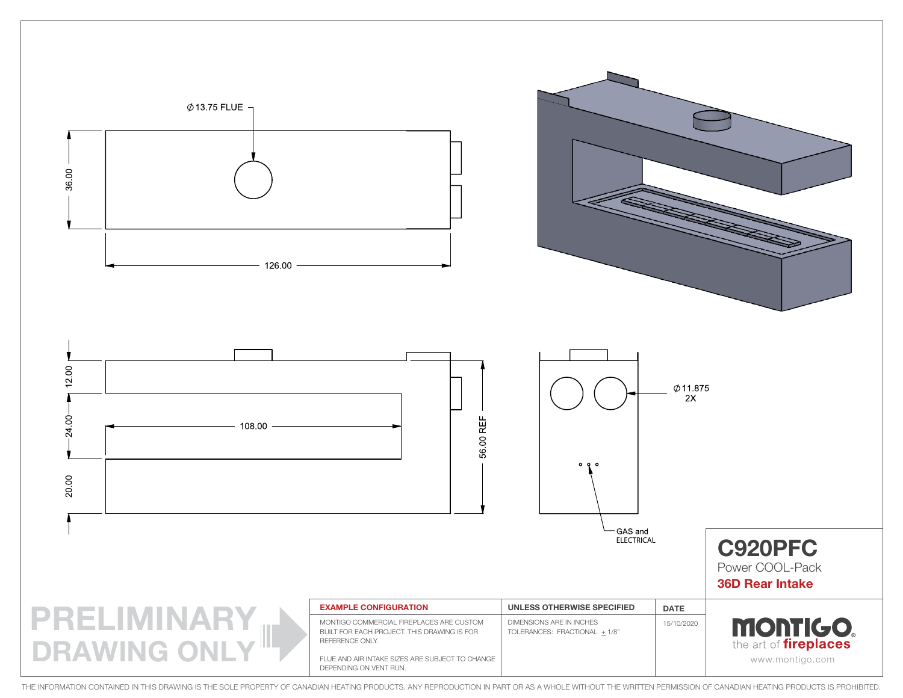Ø 13.75 FLUE

36.00

126.00

12.00

24.00

20.00

108.00

56.00 REF

Ø 11.875
2X

GAS and
ELECTRICAL

# C920PFC

Power COOL-Pack

**36D Rear Intake**

PRELIMINARY DRAWING ONLY

| EXAMPLE CONFIGURATION | UNLESS OTHERWISE SPECIFIED | DATE |
| --- | --- | --- |
| MONTIGO COMMERCIAL FIREPLACES ARE CUSTOM BUILT FOR EACH PROJECT. THIS DRAWING IS FOR REFERENCE ONLY.<br><br>FLUE AND AIR INTAKE SIZES ARE SUBJECT TO CHANGE DEPENDING ON VENT RUN. | DIMENSIONS ARE IN INCHES<br>TOLERANCES: FRACTIONAL ± 1/8" | 15/10/2020 |

MONTIGO®
the art of **fireplaces**
www.montigo.com

THE INFORMATION CONTAINED IN THIS DRAWING IS THE SOLE PROPERTY OF CANADIAN HEATING PRODUCTS. ANY REPRODUCTION IN PART OR AS A WHOLE WITHOUT THE WRITTEN PERMISSION OF CANADIAN HEATING PRODUCTS IS PROHIBITED.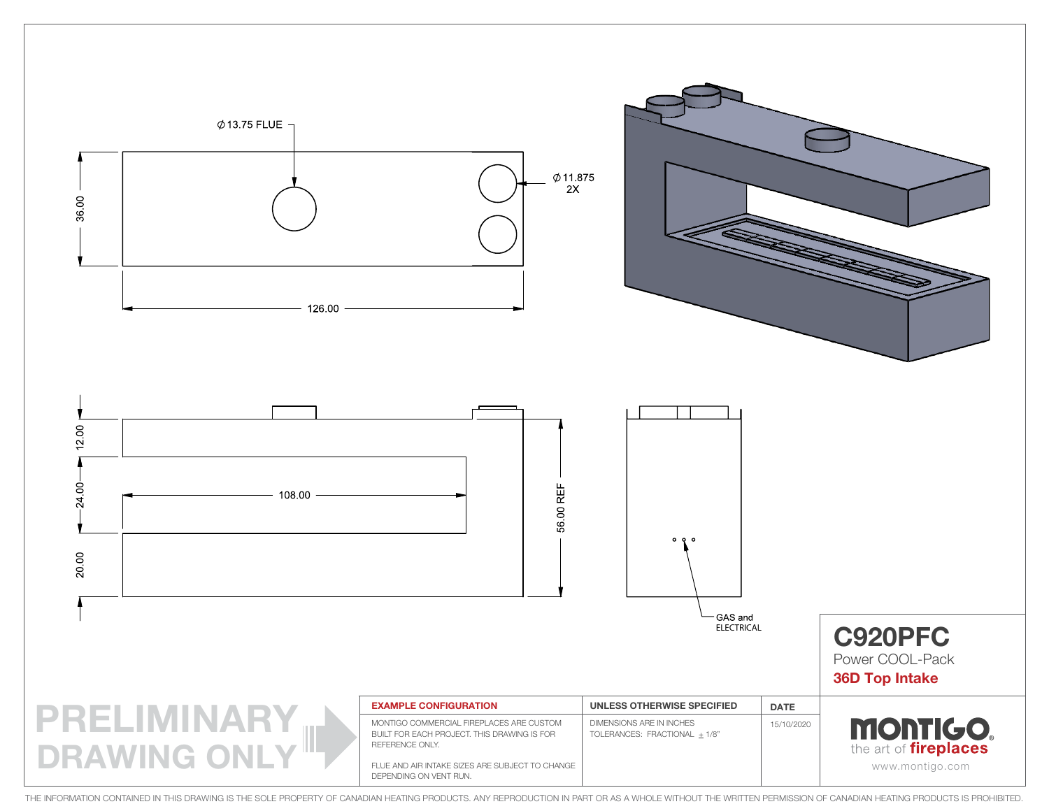Ø13.75 FLUE

Ø11.875
2X

36.00

126.00

12.00

24.00

20.00

108.00

56.00 REF

GAS and
ELECTRICAL

# C920PFC

Power COOL-Pack

**36D Top Intake**

PRELIMINARY
DRAWING ONLY

| EXAMPLE CONFIGURATION | UNLESS OTHERWISE SPECIFIED | DATE |
|---|---|---|
| MONTIGO COMMERCIAL FIREPLACES ARE CUSTOM BUILT FOR EACH PROJECT. THIS DRAWING IS FOR REFERENCE ONLY. FLUE AND AIR INTAKE SIZES ARE SUBJECT TO CHANGE DEPENDING ON VENT RUN. | DIMENSIONS ARE IN INCHES TOLERANCES: FRACTIONAL ± 1/8" | 15/10/2020 |

MONTIGO® the art of fireplaces

www.montigo.com

THE INFORMATION CONTAINED IN THIS DRAWING IS THE SOLE PROPERTY OF CANADIAN HEATING PRODUCTS. ANY REPRODUCTION IN PART OR AS A WHOLE WITHOUT THE WRITTEN PERMISSION OF CANADIAN HEATING PRODUCTS IS PROHIBITED.